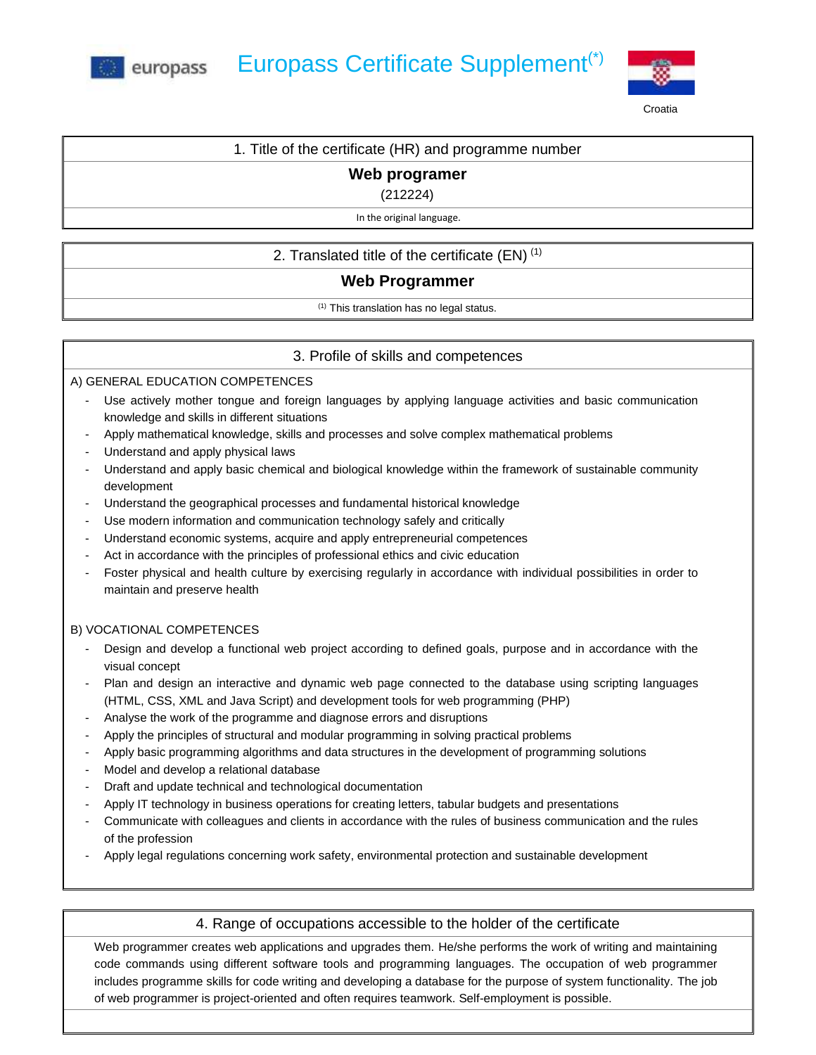europass

# Europass Certificate Supplement(*)

Croatia

## 1. Title of the certificate (HR) and programme number

**Web programer**

(212224)

In the original language.

## 2. Translated title of the certificate (EN) (1)

**Web Programmer**

(1) This translation has no legal status.

## 3. Profile of skills and competences

A) GENERAL EDUCATION COMPETENCES

- Use actively mother tongue and foreign languages by applying language activities and basic communication knowledge and skills in different situations
- Apply mathematical knowledge, skills and processes and solve complex mathematical problems
- Understand and apply physical laws
- Understand and apply basic chemical and biological knowledge within the framework of sustainable community development
- Understand the geographical processes and fundamental historical knowledge
- Use modern information and communication technology safely and critically
- Understand economic systems, acquire and apply entrepreneurial competences
- Act in accordance with the principles of professional ethics and civic education
- Foster physical and health culture by exercising regularly in accordance with individual possibilities in order to maintain and preserve health

B) VOCATIONAL COMPETENCES

- Design and develop a functional web project according to defined goals, purpose and in accordance with the visual concept
- Plan and design an interactive and dynamic web page connected to the database using scripting languages (HTML, CSS, XML and Java Script) and development tools for web programming (PHP)
- Analyse the work of the programme and diagnose errors and disruptions
- Apply the principles of structural and modular programming in solving practical problems
- Apply basic programming algorithms and data structures in the development of programming solutions
- Model and develop a relational database
- Draft and update technical and technological documentation
- Apply IT technology in business operations for creating letters, tabular budgets and presentations
- Communicate with colleagues and clients in accordance with the rules of business communication and the rules of the profession
- Apply legal regulations concerning work safety, environmental protection and sustainable development

## 4. Range of occupations accessible to the holder of the certificate

Web programmer creates web applications and upgrades them. He/she performs the work of writing and maintaining code commands using different software tools and programming languages. The occupation of web programmer includes programme skills for code writing and developing a database for the purpose of system functionality. The job of web programmer is project-oriented and often requires teamwork. Self-employment is possible.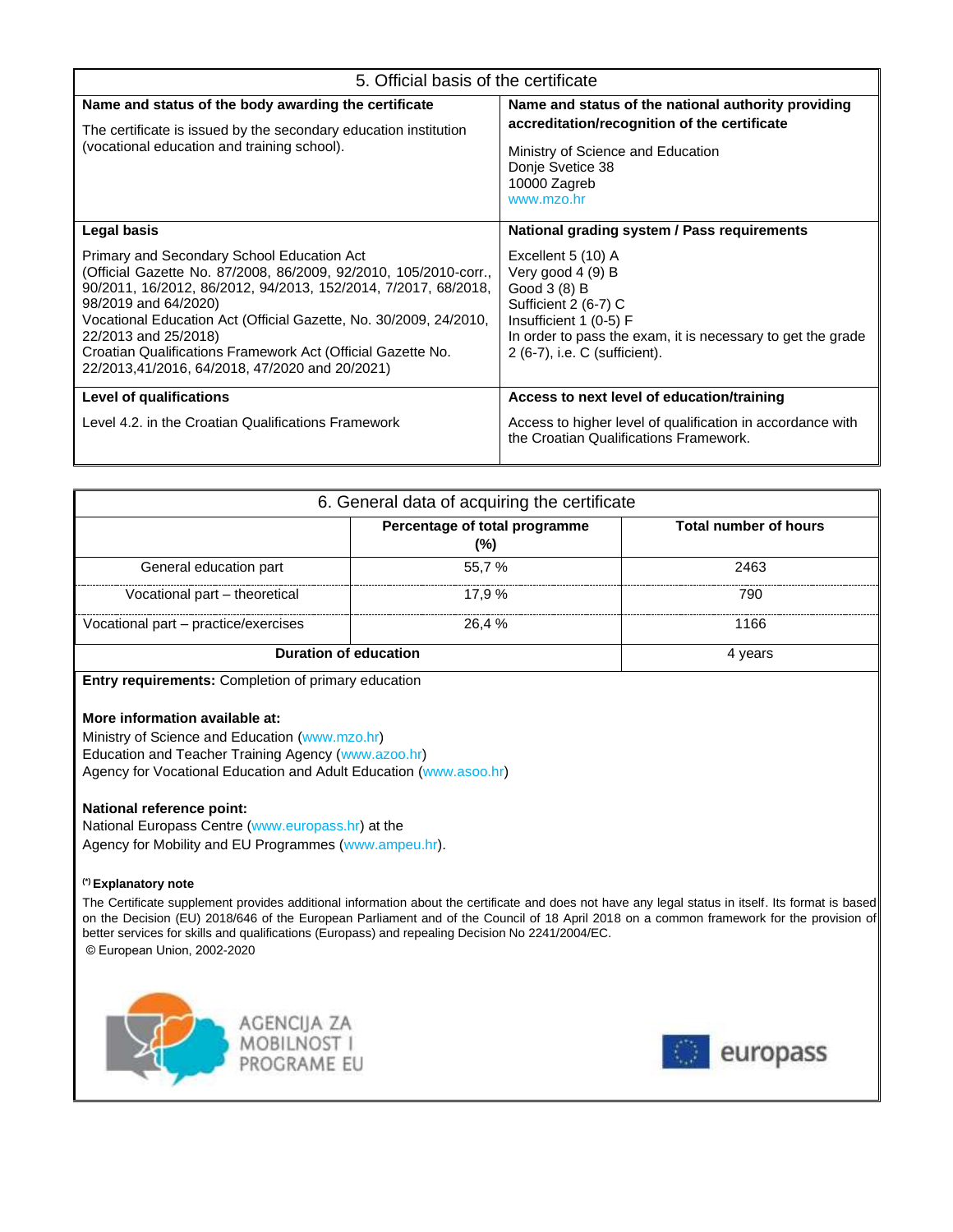## 5. Official basis of the certificate

| Name and status of the body awarding the certificate | Name and status of the national authority providing accreditation/recognition of the certificate |
|---|---|
| The certificate is issued by the secondary education institution (vocational education and training school). | Ministry of Science and Education<br>Donje Svetice 38<br>10000 Zagreb<br>www.mzo.hr |
| **Legal basis** | **National grading system / Pass requirements** |
| Primary and Secondary School Education Act (Official Gazette No. 87/2008, 86/2009, 92/2010, 105/2010-corr., 90/2011, 16/2012, 86/2012, 94/2013, 152/2014, 7/2017, 68/2018, 98/2019 and 64/2020)<br>Vocational Education Act (Official Gazette, No. 30/2009, 24/2010, 22/2013 and 25/2018)<br>Croatian Qualifications Framework Act (Official Gazette No. 22/2013,41/2016, 64/2018, 47/2020 and 20/2021) | Excellent 5 (10) A<br>Very good 4 (9) B<br>Good 3 (8) B<br>Sufficient 2 (6-7) C<br>Insufficient 1 (0-5) F<br>In order to pass the exam, it is necessary to get the grade 2 (6-7), i.e. C (sufficient). |
| **Level of qualifications** | **Access to next level of education/training** |
| Level 4.2. in the Croatian Qualifications Framework | Access to higher level of qualification in accordance with the Croatian Qualifications Framework. |

## 6. General data of acquiring the certificate

| | Percentage of total programme (%) | Total number of hours |
|---|---|---|
| General education part | 55,7 % | 2463 |
| Vocational part – theoretical | 17,9 % | 790 |
| Vocational part – practice/exercises | 26,4 % | 1166 |
| **Duration of education** | | 4 years |

**Entry requirements:** Completion of primary education

**More information available at:**
Ministry of Science and Education (www.mzo.hr)
Education and Teacher Training Agency (www.azoo.hr)
Agency for Vocational Education and Adult Education (www.asoo.hr)

**National reference point:**
National Europass Centre (www.europass.hr) at the
Agency for Mobility and EU Programmes (www.ampeu.hr).

[(*)] **Explanatory note**

The Certificate supplement provides additional information about the certificate and does not have any legal status in itself. Its format is based on the Decision (EU) 2018/646 of the European Parliament and of the Council of 18 April 2018 on a common framework for the provision of better services for skills and qualifications (Europass) and repealing Decision No 2241/2004/EC.
© European Union, 2002-2020

AGENCIJA ZA MOBILNOST I PROGRAME EU

europass